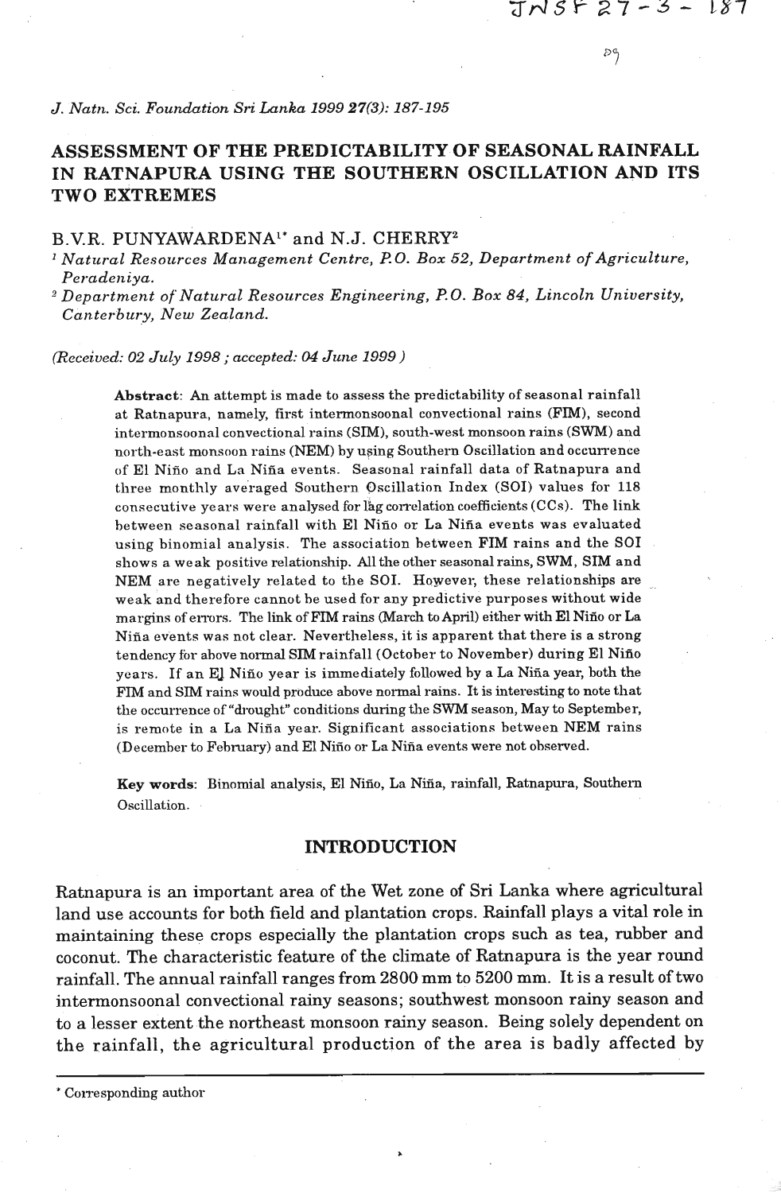# ASSESSMENT OF THE PREDICTABILITY OF SEASONAL RAINFALL IN RATNAPURA USING THE SOUTHERN OSCILLATION AND ITS TWO EXTREMES

B.V.R. PUNYAWARDENA[1*] and N.J. CHERRY[2]

[1] *Natural Resources Management Centre, P.O. Box 52, Department of Agriculture, Peradeniya.*

[2] *Department of Natural Resources Engineering, P.O. Box 84, Lincoln University, Canterbury, New Zealand.*

*(Received: 02 July 1998 ; accepted: 04 June 1999 )*

**Abstract**: An attempt is made to assess the predictability of seasonal rainfall at Ratnapura, namely, first intermonsoonal convectional rains (FIM), second intermonsoonal convectional rains (SIM), south-west monsoon rains (SWM) and north-east monsoon rains (NEM) by using Southern Oscillation and occurrence of El Niño and La Niña events. Seasonal rainfall data of Ratnapura and three monthly averaged Southern Oscillation Index (SOI) values for 118 consecutive years were analysed for lag correlation coefficients (CCs). The link between seasonal rainfall with El Niño or La Niña events was evaluated using binomial analysis. The association between FIM rains and the SOI shows a weak positive relationship. All the other seasonal rains, SWM, SIM and NEM are negatively related to the SOI. However, these relationships are weak and therefore cannot be used for any predictive purposes without wide margins of errors. The link of FIM rains (March to April) either with El Niño or La Niña events was not clear. Nevertheless, it is apparent that there is a strong tendency for above normal SIM rainfall (October to November) during El Niño years. If an El Niño year is immediately followed by a La Niña year, both the FIM and SIM rains would produce above normal rains. It is interesting to note that the occurrence of "drought" conditions during the SWM season, May to September, is remote in a La Niña year. Significant associations between NEM rains (December to February) and El Niño or La Niña events were not observed.

**Key words**: Binomial analysis, El Niño, La Niña, rainfall, Ratnapura, Southern Oscillation.

## INTRODUCTION

Ratnapura is an important area of the Wet zone of Sri Lanka where agricultural land use accounts for both field and plantation crops. Rainfall plays a vital role in maintaining these crops especially the plantation crops such as tea, rubber and coconut. The characteristic feature of the climate of Ratnapura is the year round rainfall. The annual rainfall ranges from 2800 mm to 5200 mm. It is a result of two intermonsoonal convectional rainy seasons; southwest monsoon rainy season and to a lesser extent the northeast monsoon rainy season. Being solely dependent on the rainfall, the agricultural production of the area is badly affected by

\* Corresponding author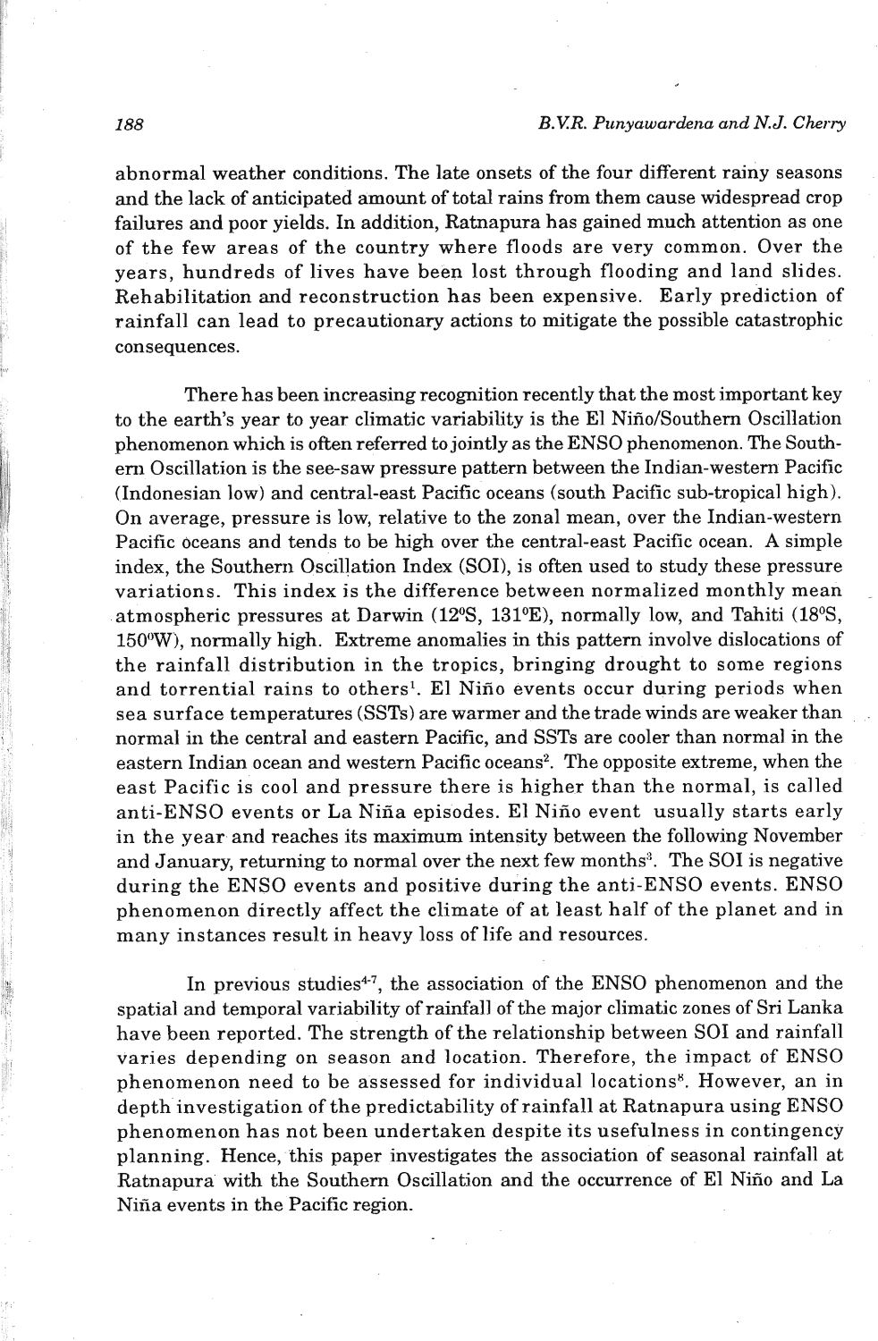abnormal weather conditions. The late onsets of the four different rainy seasons and the lack of anticipated amount of total rains from them cause widespread crop failures and poor yields. In addition, Ratnapura has gained much attention as one of the few areas of the country where floods are very common. Over the years, hundreds of lives have been lost through flooding and land slides. Rehabilitation and reconstruction has been expensive. Early prediction of rainfall can lead to precautionary actions to mitigate the possible catastrophic consequences.

There has been increasing recognition recently that the most important key to the earth's year to year climatic variability is the El Niño/Southern Oscillation phenomenon which is often referred to jointly as the ENSO phenomenon. The Southern Oscillation is the see-saw pressure pattern between the Indian-western Pacific (Indonesian low) and central-east Pacific oceans (south Pacific sub-tropical high). On average, pressure is low, relative to the zonal mean, over the Indian-western Pacific oceans and tends to be high over the central-east Pacific ocean. A simple index, the Southern Oscillation Index (SOI), is often used to study these pressure variations. This index is the difference between normalized monthly mean atmospheric pressures at Darwin (12°S, 131°E), normally low, and Tahiti (18°S, 150°W), normally high. Extreme anomalies in this pattern involve dislocations of the rainfall distribution in the tropics, bringing drought to some regions and torrential rains to others[1]. El Niño events occur during periods when sea surface temperatures (SSTs) are warmer and the trade winds are weaker than normal in the central and eastern Pacific, and SSTs are cooler than normal in the eastern Indian ocean and western Pacific oceans[2]. The opposite extreme, when the east Pacific is cool and pressure there is higher than the normal, is called anti-ENSO events or La Niña episodes. El Niño event usually starts early in the year and reaches its maximum intensity between the following November and January, returning to normal over the next few months[3]. The SOI is negative during the ENSO events and positive during the anti-ENSO events. ENSO phenomenon directly affect the climate of at least half of the planet and in many instances result in heavy loss of life and resources.

In previous studies[4-7], the association of the ENSO phenomenon and the spatial and temporal variability of rainfall of the major climatic zones of Sri Lanka have been reported. The strength of the relationship between SOI and rainfall varies depending on season and location. Therefore, the impact of ENSO phenomenon need to be assessed for individual locations[8]. However, an in depth investigation of the predictability of rainfall at Ratnapura using ENSO phenomenon has not been undertaken despite its usefulness in contingency planning. Hence, this paper investigates the association of seasonal rainfall at Ratnapura with the Southern Oscillation and the occurrence of El Niño and La Niña events in the Pacific region.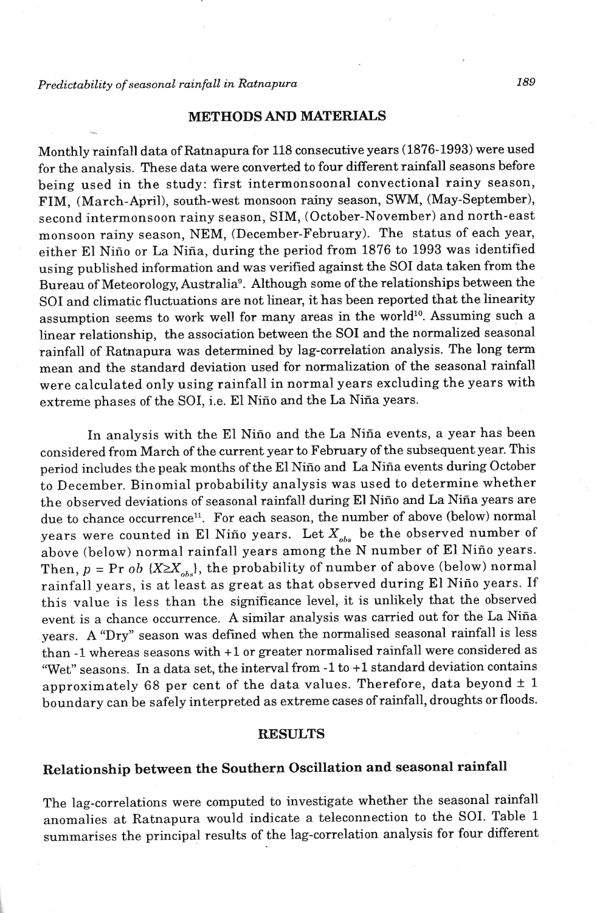## METHODS AND MATERIALS

Monthly rainfall data of Ratnapura for 118 consecutive years (1876-1993) were used for the analysis. These data were converted to four different rainfall seasons before being used in the study: first intermonsoonal convectional rainy season, FIM, (March-April), south-west monsoon rainy season, SWM, (May-September), second intermonsoon rainy season, SIM, (October-November) and north-east monsoon rainy season, NEM, (December-February). The status of each year, either El Niño or La Niña, during the period from 1876 to 1993 was identified using published information and was verified against the SOI data taken from the Bureau of Meteorology, Australia[9]. Although some of the relationships between the SOI and climatic fluctuations are not linear, it has been reported that the linearity assumption seems to work well for many areas in the world[10]. Assuming such a linear relationship, the association between the SOI and the normalized seasonal rainfall of Ratnapura was determined by lag-correlation analysis. The long term mean and the standard deviation used for normalization of the seasonal rainfall were calculated only using rainfall in normal years excluding the years with extreme phases of the SOI, i.e. El Niño and the La Niña years.

In analysis with the El Niño and the La Niña events, a year has been considered from March of the current year to February of the subsequent year. This period includes the peak months of the El Niño and La Niña events during October to December. Binomial probability analysis was used to determine whether the observed deviations of seasonal rainfall during El Niño and La Niña years are due to chance occurrence[11]. For each season, the number of above (below) normal years were counted in El Niño years. Let $X_{obs}$ be the observed number of above (below) normal rainfall years among the N number of El Niño years. Then, $p = \Pr ob\ \{X \geq X_{obs}\}$, the probability of number of above (below) normal rainfall years, is at least as great as that observed during El Niño years. If this value is less than the significance level, it is unlikely that the observed event is a chance occurrence. A similar analysis was carried out for the La Niña years. A "Dry" season was defined when the normalised seasonal rainfall is less than -1 whereas seasons with +1 or greater normalised rainfall were considered as "Wet" seasons. In a data set, the interval from -1 to +1 standard deviation contains approximately 68 per cent of the data values. Therefore, data beyond ± 1 boundary can be safely interpreted as extreme cases of rainfall, droughts or floods.

## RESULTS

### Relationship between the Southern Oscillation and seasonal rainfall

The lag-correlations were computed to investigate whether the seasonal rainfall anomalies at Ratnapura would indicate a teleconnection to the SOI. Table 1 summarises the principal results of the lag-correlation analysis for four different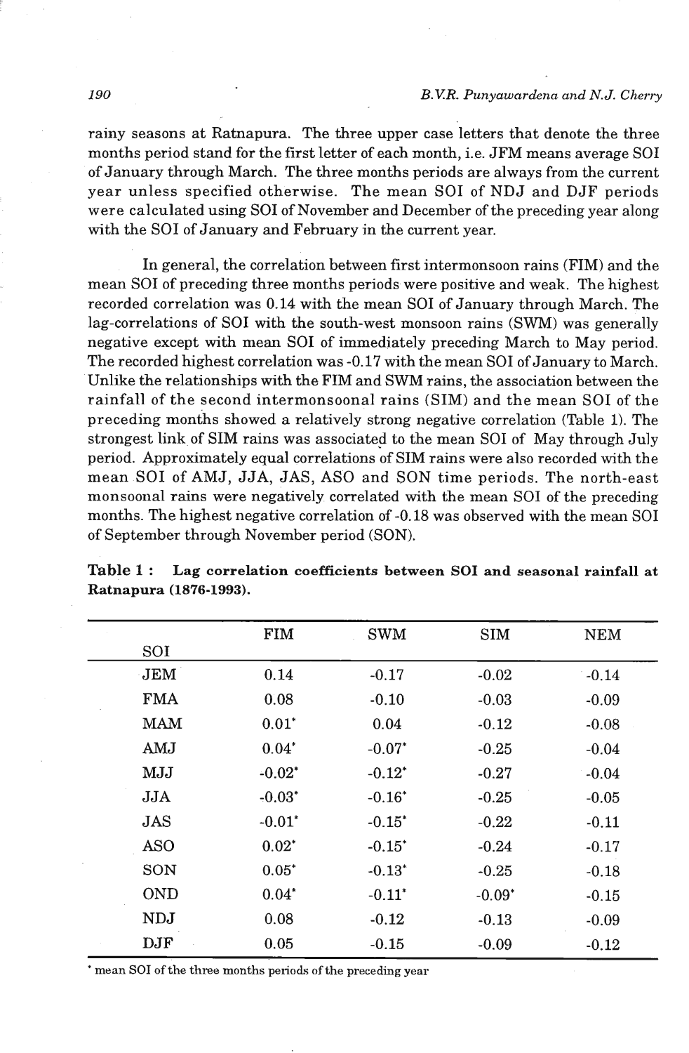rainy seasons at Ratnapura. The three upper case letters that denote the three months period stand for the first letter of each month, i.e. JFM means average SOI of January through March. The three months periods are always from the current year unless specified otherwise. The mean SOI of NDJ and DJF periods were calculated using SOI of November and December of the preceding year along with the SOI of January and February in the current year.

In general, the correlation between first intermonsoon rains (FIM) and the mean SOI of preceding three months periods were positive and weak. The highest recorded correlation was 0.14 with the mean SOI of January through March. The lag-correlations of SOI with the south-west monsoon rains (SWM) was generally negative except with mean SOI of immediately preceding March to May period. The recorded highest correlation was -0.17 with the mean SOI of January to March. Unlike the relationships with the FIM and SWM rains, the association between the rainfall of the second intermonsoonal rains (SIM) and the mean SOI of the preceding months showed a relatively strong negative correlation (Table 1). The strongest link of SIM rains was associated to the mean SOI of May through July period. Approximately equal correlations of SIM rains were also recorded with the mean SOI of AMJ, JJA, JAS, ASO and SON time periods. The north-east monsoonal rains were negatively correlated with the mean SOI of the preceding months. The highest negative correlation of -0.18 was observed with the mean SOI of September through November period (SON).

**Table 1 : Lag correlation coefficients between SOI and seasonal rainfall at Ratnapura (1876-1993).**

| SOI | FIM | SWM | SIM | NEM |
|---|---|---|---|---|
| JFM | 0.14 | -0.17 | -0.02 | -0.14 |
| FMA | 0.08 | -0.10 | -0.03 | -0.09 |
| MAM | 0.01* | 0.04 | -0.12 | -0.08 |
| AMJ | 0.04* | -0.07* | -0.25 | -0.04 |
| MJJ | -0.02* | -0.12* | -0.27 | -0.04 |
| JJA | -0.03* | -0.16* | -0.25 | -0.05 |
| JAS | -0.01* | -0.15* | -0.22 | -0.11 |
| ASO | 0.02* | -0.15* | -0.24 | -0.17 |
| SON | 0.05* | -0.13* | -0.25 | -0.18 |
| OND | 0.04* | -0.11* | -0.09* | -0.15 |
| NDJ | 0.08 | -0.12 | -0.13 | -0.09 |
| DJF | 0.05 | -0.15 | -0.09 | -0.12 |

* mean SOI of the three months periods of the preceding year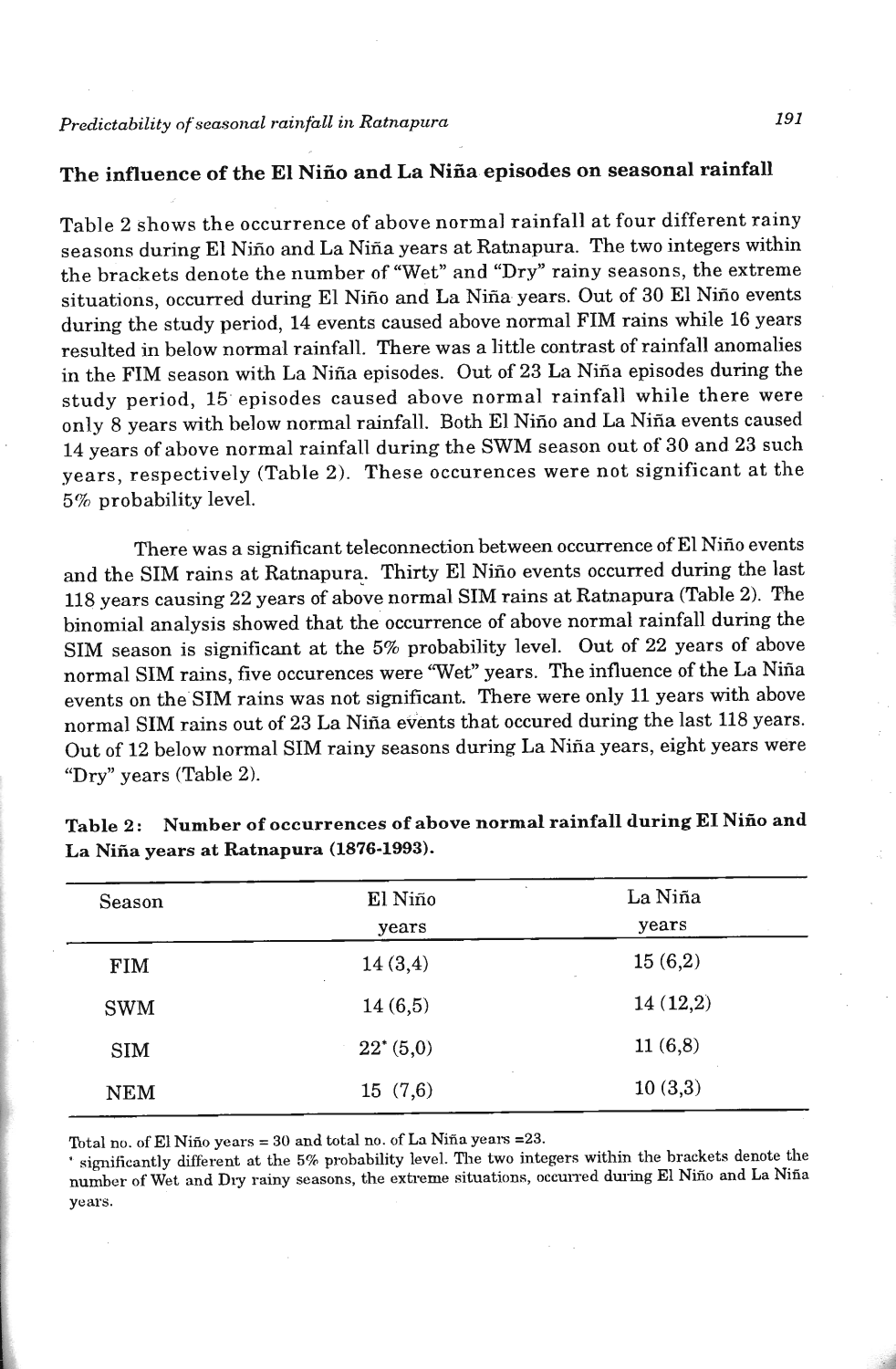## The influence of the El Niño and La Niña episodes on seasonal rainfall

Table 2 shows the occurrence of above normal rainfall at four different rainy seasons during El Niño and La Niña years at Ratnapura. The two integers within the brackets denote the number of "Wet" and "Dry" rainy seasons, the extreme situations, occurred during El Niño and La Niña years. Out of 30 El Niño events during the study period, 14 events caused above normal FIM rains while 16 years resulted in below normal rainfall. There was a little contrast of rainfall anomalies in the FIM season with La Niña episodes. Out of 23 La Niña episodes during the study period, 15 episodes caused above normal rainfall while there were only 8 years with below normal rainfall. Both El Niño and La Niña events caused 14 years of above normal rainfall during the SWM season out of 30 and 23 such years, respectively (Table 2). These occurences were not significant at the 5% probability level.

There was a significant teleconnection between occurrence of El Niño events and the SIM rains at Ratnapura. Thirty El Niño events occurred during the last 118 years causing 22 years of above normal SIM rains at Ratnapura (Table 2). The binomial analysis showed that the occurrence of above normal rainfall during the SIM season is significant at the 5% probability level. Out of 22 years of above normal SIM rains, five occurences were "Wet" years. The influence of the La Niña events on the SIM rains was not significant. There were only 11 years with above normal SIM rains out of 23 La Niña events that occured during the last 118 years. Out of 12 below normal SIM rainy seasons during La Niña years, eight years were "Dry" years (Table 2).

**Table 2: Number of occurrences of above normal rainfall during El Niño and La Niña years at Ratnapura (1876-1993).**

| Season | El Niño years | La Niña years |
|---|---|---|
| FIM | 14 (3,4) | 15 (6,2) |
| SWM | 14 (6,5) | 14 (12,2) |
| SIM | 22* (5,0) | 11 (6,8) |
| NEM | 15 (7,6) | 10 (3,3) |

Total no. of El Niño years = 30 and total no. of La Niña years =23.

* significantly different at the 5% probability level. The two integers within the brackets denote the number of Wet and Dry rainy seasons, the extreme situations, occurred during El Niño and La Niña years.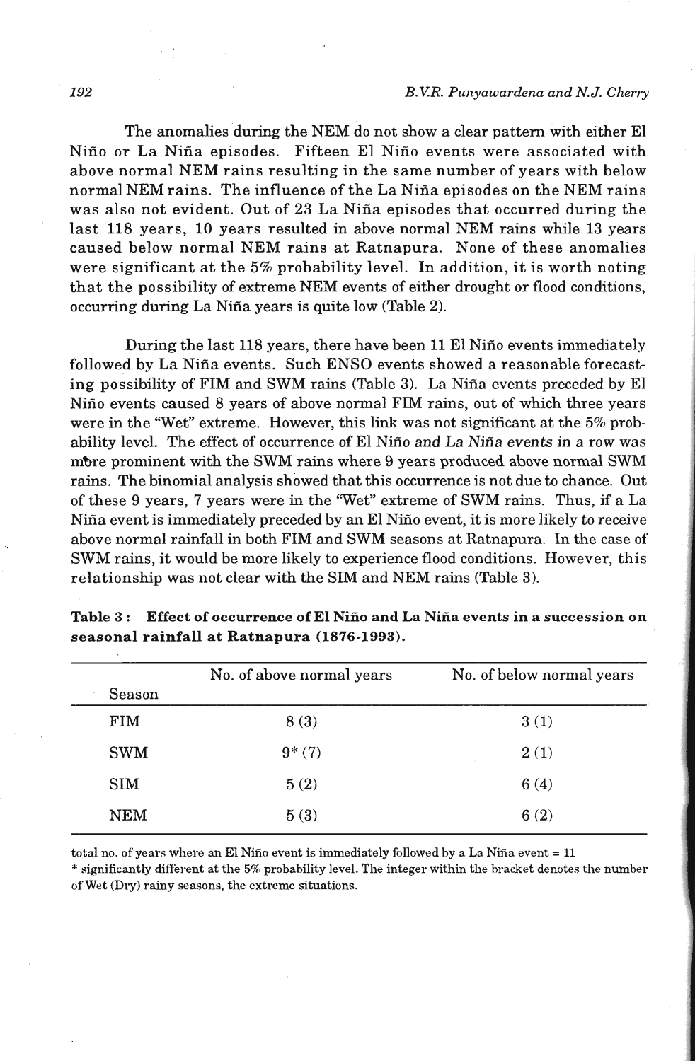The anomalies during the NEM do not show a clear pattern with either El Niño or La Niña episodes. Fifteen El Niño events were associated with above normal NEM rains resulting in the same number of years with below normal NEM rains. The influence of the La Niña episodes on the NEM rains was also not evident. Out of 23 La Niña episodes that occurred during the last 118 years, 10 years resulted in above normal NEM rains while 13 years caused below normal NEM rains at Ratnapura. None of these anomalies were significant at the 5% probability level. In addition, it is worth noting that the possibility of extreme NEM events of either drought or flood conditions, occurring during La Niña years is quite low (Table 2).

During the last 118 years, there have been 11 El Niño events immediately followed by La Niña events. Such ENSO events showed a reasonable forecasting possibility of FIM and SWM rains (Table 3). La Niña events preceded by El Niño events caused 8 years of above normal FIM rains, out of which three years were in the "Wet" extreme. However, this link was not significant at the 5% probability level. The effect of occurrence of El Niño *and La Niña events* in a row was more prominent with the SWM rains where 9 years produced above normal SWM rains. The binomial analysis showed that this occurrence is not due to chance. Out of these 9 years, 7 years were in the "Wet" extreme of SWM rains. Thus, if a La Niña event is immediately preceded by an El Niño event, it is more likely to receive above normal rainfall in both FIM and SWM seasons at Ratnapura. In the case of SWM rains, it would be more likely to experience flood conditions. However, this relationship was not clear with the SIM and NEM rains (Table 3).

**Table 3 : Effect of occurrence of El Niño and La Niña events in a succession on seasonal rainfall at Ratnapura (1876-1993).**

| Season | No. of above normal years | No. of below normal years |
|---|---|---|
| FIM | 8 (3) | 3 (1) |
| SWM | 9* (7) | 2 (1) |
| SIM | 5 (2) | 6 (4) |
| NEM | 5 (3) | 6 (2) |

total no. of years where an El Niño event is immediately followed by a La Niña event = 11

* significantly different at the 5% probability level. The integer within the bracket denotes the number of Wet (Dry) rainy seasons, the extreme situations.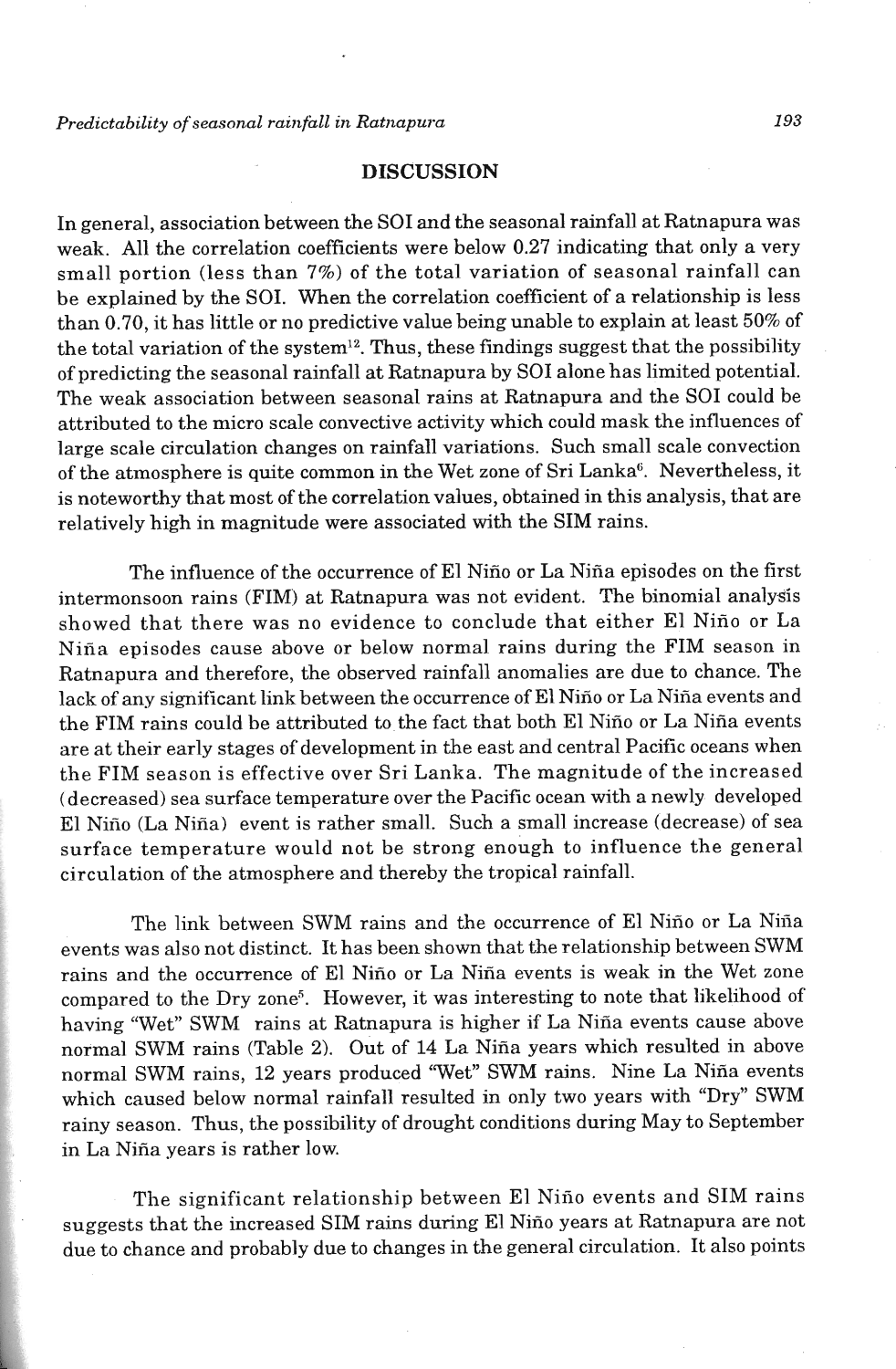## DISCUSSION

In general, association between the SOI and the seasonal rainfall at Ratnapura was weak. All the correlation coefficients were below 0.27 indicating that only a very small portion (less than 7%) of the total variation of seasonal rainfall can be explained by the SOI. When the correlation coefficient of a relationship is less than 0.70, it has little or no predictive value being unable to explain at least 50% of the total variation of the system[12]. Thus, these findings suggest that the possibility of predicting the seasonal rainfall at Ratnapura by SOI alone has limited potential. The weak association between seasonal rains at Ratnapura and the SOI could be attributed to the micro scale convective activity which could mask the influences of large scale circulation changes on rainfall variations. Such small scale convection of the atmosphere is quite common in the Wet zone of Sri Lanka[6]. Nevertheless, it is noteworthy that most of the correlation values, obtained in this analysis, that are relatively high in magnitude were associated with the SIM rains.

The influence of the occurrence of El Niño or La Niña episodes on the first intermonsoon rains (FIM) at Ratnapura was not evident. The binomial analysis showed that there was no evidence to conclude that either El Niño or La Niña episodes cause above or below normal rains during the FIM season in Ratnapura and therefore, the observed rainfall anomalies are due to chance. The lack of any significant link between the occurrence of El Niño or La Niña events and the FIM rains could be attributed to the fact that both El Niño or La Niña events are at their early stages of development in the east and central Pacific oceans when the FIM season is effective over Sri Lanka. The magnitude of the increased (decreased) sea surface temperature over the Pacific ocean with a newly developed El Niño (La Niña) event is rather small. Such a small increase (decrease) of sea surface temperature would not be strong enough to influence the general circulation of the atmosphere and thereby the tropical rainfall.

The link between SWM rains and the occurrence of El Niño or La Niña events was also not distinct. It has been shown that the relationship between SWM rains and the occurrence of El Niño or La Niña events is weak in the Wet zone compared to the Dry zone[5]. However, it was interesting to note that likelihood of having "Wet" SWM rains at Ratnapura is higher if La Niña events cause above normal SWM rains (Table 2). Out of 14 La Niña years which resulted in above normal SWM rains, 12 years produced "Wet" SWM rains. Nine La Niña events which caused below normal rainfall resulted in only two years with "Dry" SWM rainy season. Thus, the possibility of drought conditions during May to September in La Niña years is rather low.

The significant relationship between El Niño events and SIM rains suggests that the increased SIM rains during El Niño years at Ratnapura are not due to chance and probably due to changes in the general circulation. It also points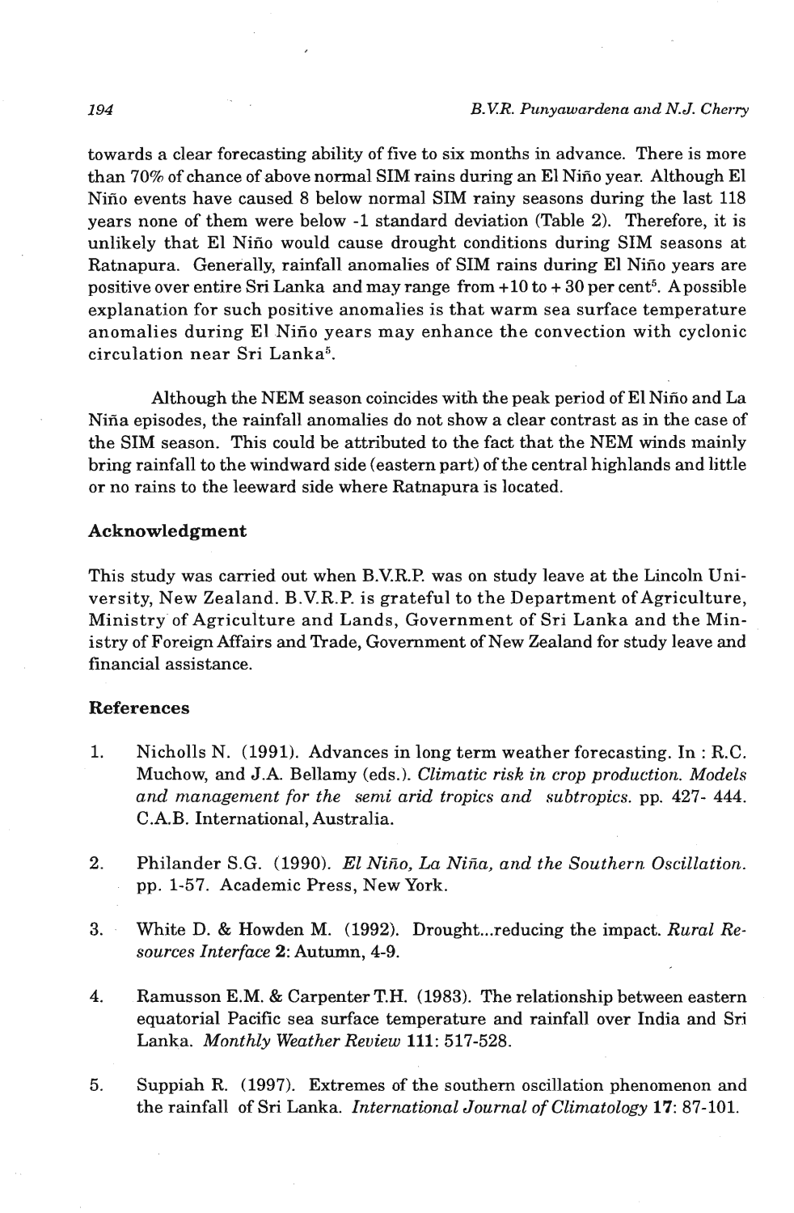towards a clear forecasting ability of five to six months in advance. There is more than 70% of chance of above normal SIM rains during an El Niño year. Although El Niño events have caused 8 below normal SIM rainy seasons during the last 118 years none of them were below -1 standard deviation (Table 2). Therefore, it is unlikely that El Niño would cause drought conditions during SIM seasons at Ratnapura. Generally, rainfall anomalies of SIM rains during El Niño years are positive over entire Sri Lanka and may range from +10 to + 30 per cent[5]. A possible explanation for such positive anomalies is that warm sea surface temperature anomalies during El Niño years may enhance the convection with cyclonic circulation near Sri Lanka[5].

Although the NEM season coincides with the peak period of El Niño and La Niña episodes, the rainfall anomalies do not show a clear contrast as in the case of the SIM season. This could be attributed to the fact that the NEM winds mainly bring rainfall to the windward side (eastern part) of the central highlands and little or no rains to the leeward side where Ratnapura is located.

### Acknowledgment

This study was carried out when B.V.R.P. was on study leave at the Lincoln University, New Zealand. B.V.R.P. is grateful to the Department of Agriculture, Ministry of Agriculture and Lands, Government of Sri Lanka and the Ministry of Foreign Affairs and Trade, Government of New Zealand for study leave and financial assistance.

### References

1. Nicholls N. (1991). Advances in long term weather forecasting. In : R.C. Muchow, and J.A. Bellamy (eds.). *Climatic risk in crop production. Models and management for the semi arid tropics and subtropics.* pp. 427- 444. C.A.B. International, Australia.

2. Philander S.G. (1990). *El Niño, La Niña, and the Southern Oscillation.* pp. 1-57. Academic Press, New York.

3. White D. & Howden M. (1992). Drought...reducing the impact. *Rural Resources Interface* **2**: Autumn, 4-9.

4. Ramusson E.M. & Carpenter T.H. (1983). The relationship between eastern equatorial Pacific sea surface temperature and rainfall over India and Sri Lanka. *Monthly Weather Review* **111**: 517-528.

5. Suppiah R. (1997). Extremes of the southern oscillation phenomenon and the rainfall of Sri Lanka. *International Journal of Climatology* **17**: 87-101.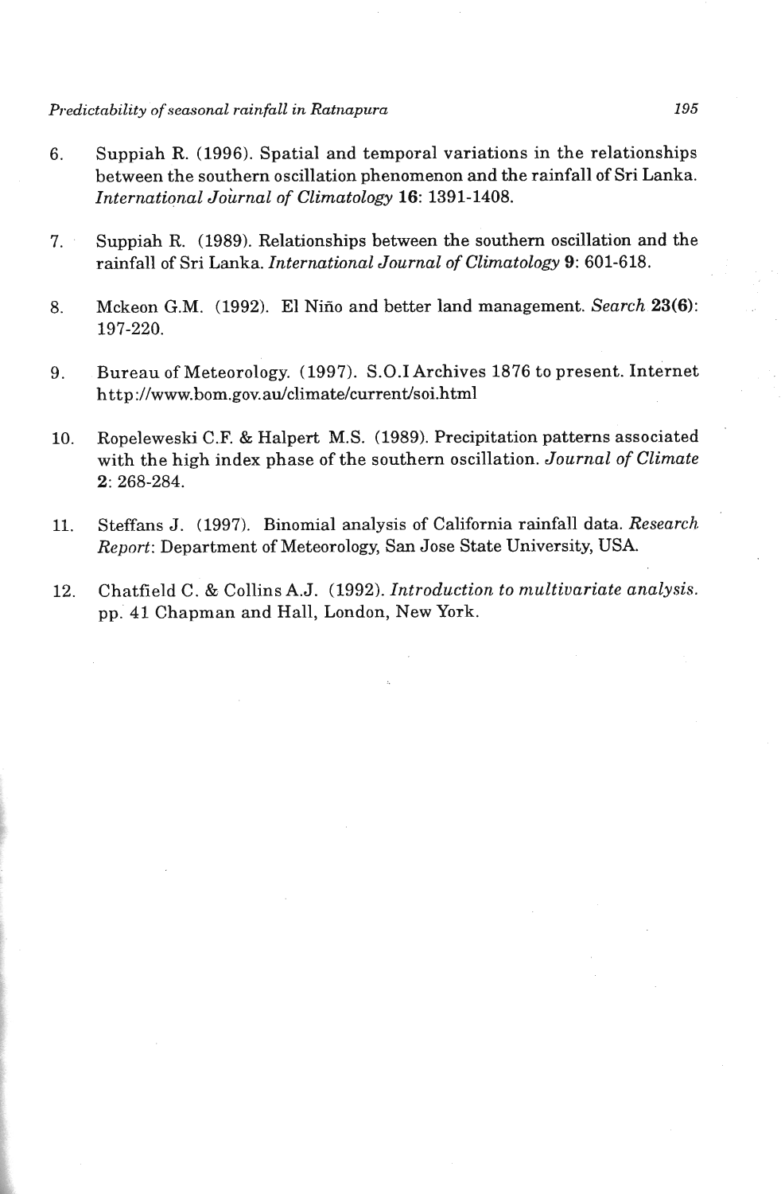6. Suppiah R. (1996). Spatial and temporal variations in the relationships between the southern oscillation phenomenon and the rainfall of Sri Lanka. *International Journal of Climatology* **16**: 1391-1408.

7. Suppiah R. (1989). Relationships between the southern oscillation and the rainfall of Sri Lanka. *International Journal of Climatology* **9**: 601-618.

8. Mckeon G.M. (1992). El Niño and better land management. *Search* **23(6)**: 197-220.

9. Bureau of Meteorology. (1997). S.O.I Archives 1876 to present. Internet http://www.bom.gov.au/climate/current/soi.html

10. Ropeleweski C.F. & Halpert M.S. (1989). Precipitation patterns associated with the high index phase of the southern oscillation. *Journal of Climate* **2**: 268-284.

11. Steffans J. (1997). Binomial analysis of California rainfall data. *Research Report*: Department of Meteorology, San Jose State University, USA.

12. Chatfield C. & Collins A.J. (1992). *Introduction to multivariate analysis.* pp. 41 Chapman and Hall, London, New York.